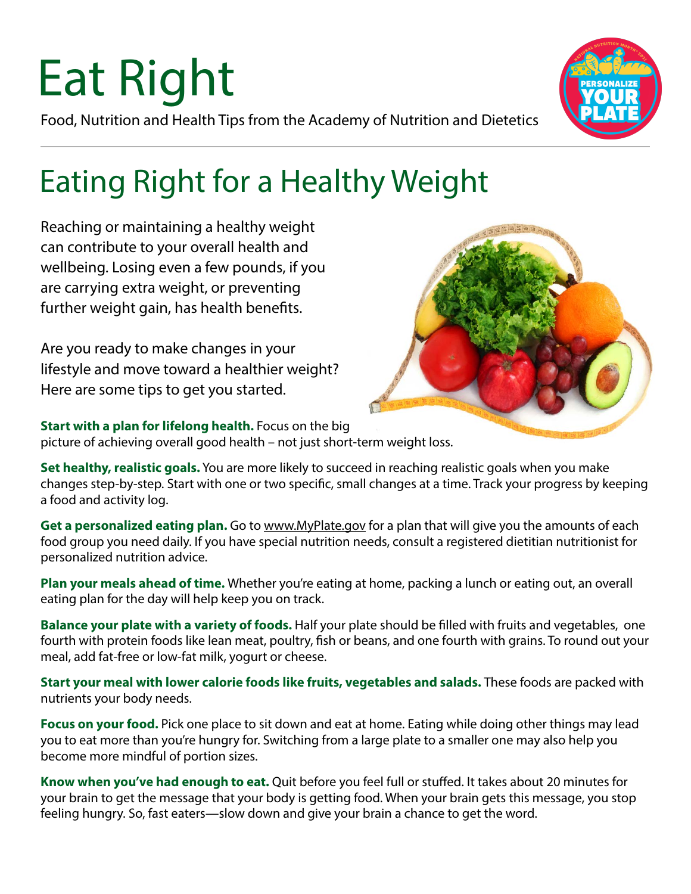# Eat Right

Food, Nutrition and Health Tips from the Academy of Nutrition and Dietetics

## Eating Right for a Healthy Weight

Reaching or maintaining a healthy weight can contribute to your overall health and wellbeing. Losing even a few pounds, if you are carrying extra weight, or preventing further weight gain, has health benefits.

Are you ready to make changes in your lifestyle and move toward a healthier weight? Here are some tips to get you started.

**Start with a plan for lifelong health.** Focus on the big picture of achieving overall good health – not just short-term weight loss.

**Set healthy, realistic goals.** You are more likely to succeed in reaching realistic goals when you make changes step-by-step. Start with one or two specific, small changes at a time. Track your progress by keeping a food and activity log.

**Get a personalized eating plan.** Go to www.MyPlate.gov for a plan that will give you the amounts of each food group you need daily. If you have special nutrition needs, consult a registered dietitian nutritionist for personalized nutrition advice.

**Plan your meals ahead of time.** Whether you're eating at home, packing a lunch or eating out, an overall eating plan for the day will help keep you on track.

**Balance your plate with a variety of foods.** Half your plate should be filled with fruits and vegetables, one fourth with protein foods like lean meat, poultry, fish or beans, and one fourth with grains. To round out your meal, add fat-free or low-fat milk, yogurt or cheese.

**Start your meal with lower calorie foods like fruits, vegetables and salads.** These foods are packed with nutrients your body needs.

**Focus on your food.** Pick one place to sit down and eat at home. Eating while doing other things may lead you to eat more than you're hungry for. Switching from a large plate to a smaller one may also help you become more mindful of portion sizes.

**Know when you've had enough to eat.** Quit before you feel full or stuffed. It takes about 20 minutes for your brain to get the message that your body is getting food. When your brain gets this message, you stop feeling hungry. So, fast eaters—slow down and give your brain a chance to get the word.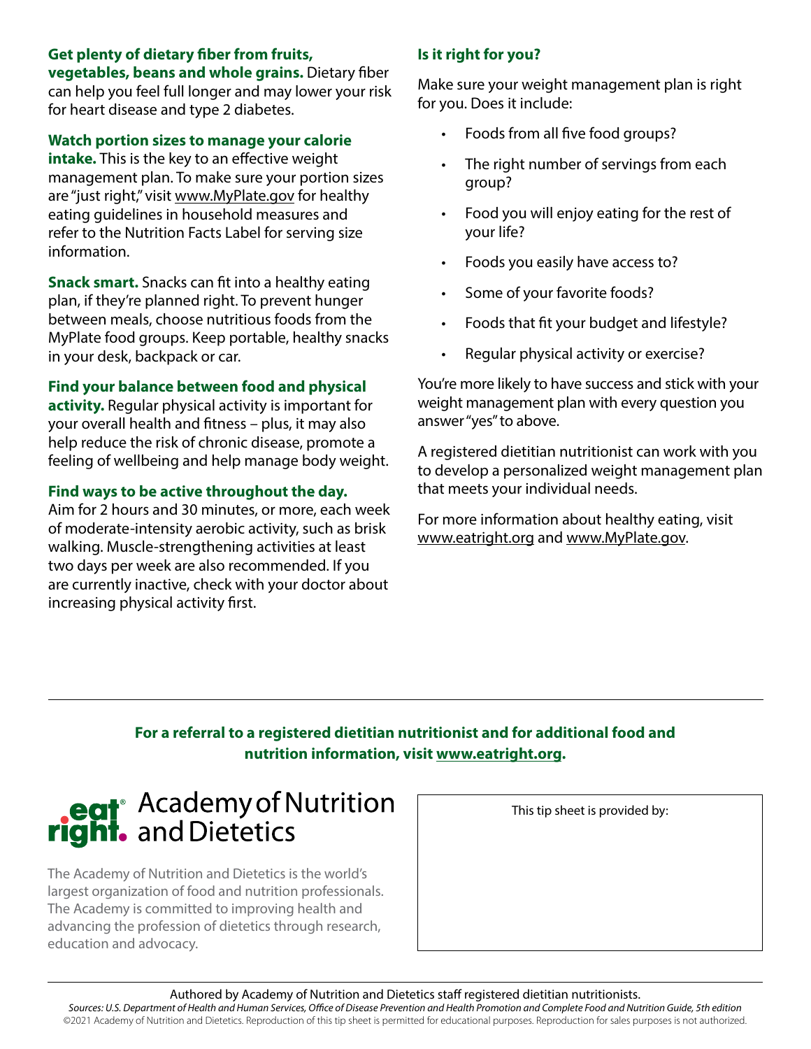**Get plenty of dietary fiber from fruits, vegetables, beans and whole grains.** Dietary fiber can help you feel full longer and may lower your risk for heart disease and type 2 diabetes.

**Watch portion sizes to manage your calorie intake.** This is the key to an effective weight management plan. To make sure your portion sizes are "just right," visit www.MyPlate.gov for healthy eating guidelines in household measures and refer to the Nutrition Facts Label for serving size information.

**Snack smart.** Snacks can fit into a healthy eating plan, if they're planned right. To prevent hunger between meals, choose nutritious foods from the MyPlate food groups. Keep portable, healthy snacks in your desk, backpack or car.

**Find your balance between food and physical activity.** Regular physical activity is important for your overall health and fitness – plus, it may also help reduce the risk of chronic disease, promote a feeling of wellbeing and help manage body weight.

**Find ways to be active throughout the day.** Aim for 2 hours and 30 minutes, or more, each week of moderate-intensity aerobic activity, such as brisk walking. Muscle-strengthening activities at least two days per week are also recommended. If you are currently inactive, check with your doctor about increasing physical activity first.

## Is it right for you?

Make sure your weight management plan is right for you. Does it include:

- Foods from all five food groups?
- The right number of servings from each group?
- Food you will enjoy eating for the rest of your life?
- Foods you easily have access to?
- Some of your favorite foods?
- Foods that fit your budget and lifestyle?
- Regular physical activity or exercise?

You're more likely to have success and stick with your weight management plan with every question you answer "yes" to above.

A registered dietitian nutritionist can work with you to develop a personalized weight management plan that meets your individual needs.

For more information about healthy eating, visit www.eatright.org and www.MyPlate.gov.

---

**For a referral to a registered dietitian nutritionist and for additional food and nutrition information, visit www.eatright.org.**

eat right. Academy of Nutrition and Dietetics

The Academy of Nutrition and Dietetics is the world's largest organization of food and nutrition professionals. The Academy is committed to improving health and advancing the profession of dietetics through research, education and advocacy.

This tip sheet is provided by:

Authored by Academy of Nutrition and Dietetics staff registered dietitian nutritionists.

*Sources: U.S. Department of Health and Human Services, Office of Disease Prevention and Health Promotion and Complete Food and Nutrition Guide, 5th edition*

©2021 Academy of Nutrition and Dietetics. Reproduction of this tip sheet is permitted for educational purposes. Reproduction for sales purposes is not authorized.